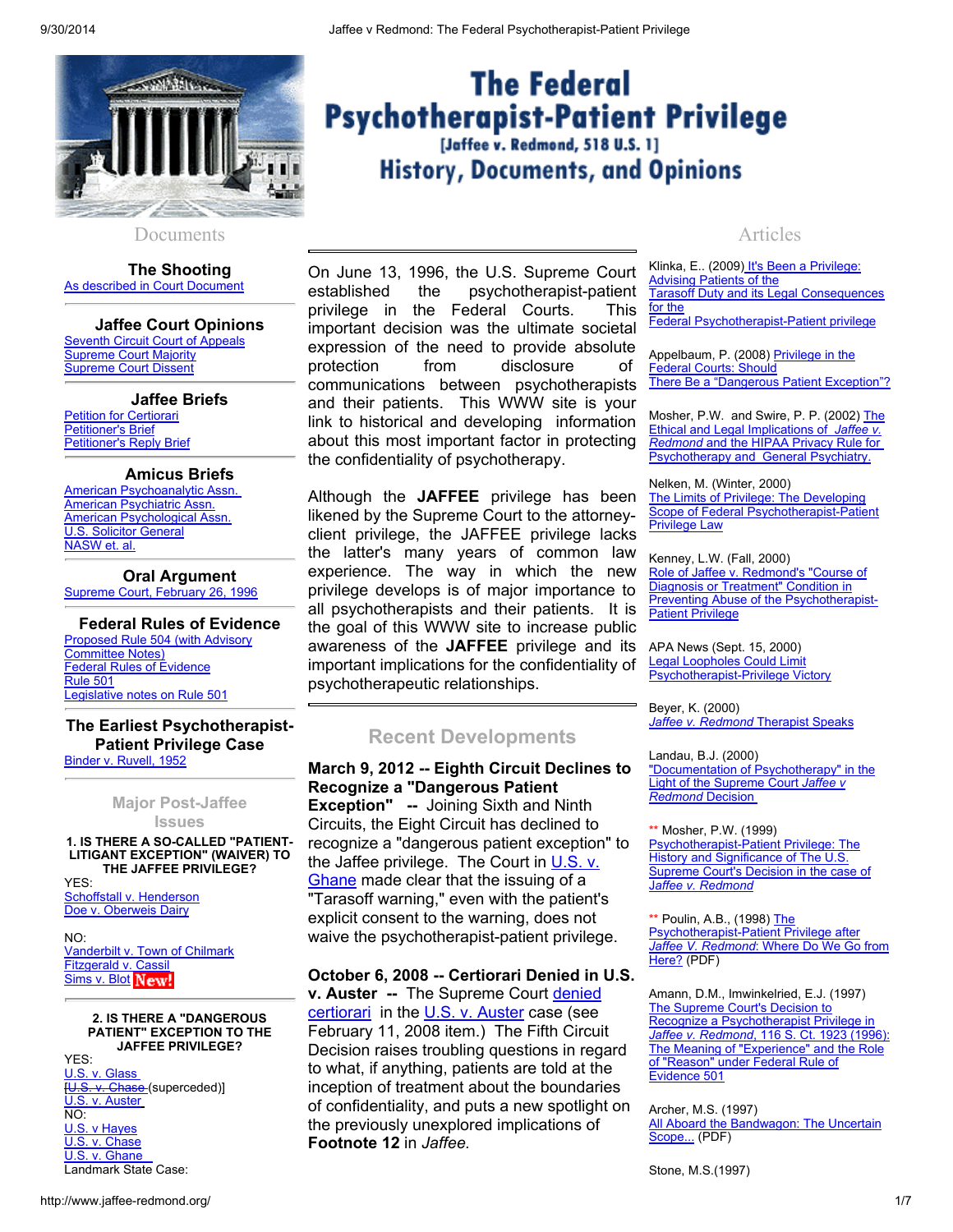# The Federal Psychotherapist-Patient Privilege

**[Jaffee v. Redmond, 518 U.S. 1]**

## History, Documents, and Opinions

On June 13, 1996, the U.S. Supreme Court established the psychotherapist-patient privilege in the Federal Courts. This important decision was the ultimate societal expression of the need to provide absolute protection from disclosure of communications between psychotherapists and their patients. This WWW site is your link to historical and developing information about this most important factor in protecting the confidentiality of psychotherapy.

Although the **JAFFEE** privilege has been likened by the Supreme Court to the attorney-client privilege, the JAFFEE privilege lacks the latter's many years of common law experience. The way in which the new privilege develops is of major importance to all psychotherapists and their patients. It is the goal of this WWW site to increase public awareness of the **JAFFEE** privilege and its important implications for the confidentiality of psychotherapeutic relationships.

## Recent Developments

**March 9, 2012 -- Eighth Circuit Declines to Recognize a "Dangerous Patient Exception" --** Joining Sixth and Ninth Circuits, the Eight Circuit has declined to recognize a "dangerous patient exception" to the Jaffee privilege. The Court in U.S. v. Ghane made clear that the issuing of a "Tarasoff warning," even with the patient's explicit consent to the warning, does not waive the psychotherapist-patient privilege.

**October 6, 2008 -- Certiorari Denied in U.S. v. Auster --** The Supreme Court denied certiorari in the U.S. v. Auster case (see February 11, 2008 item.) The Fifth Circuit Decision raises troubling questions in regard to what, if anything, patients are told at the inception of treatment about the boundaries of confidentiality, and puts a new spotlight on the previously unexplored implications of **Footnote 12** in *Jaffee.*

## Documents

### The Shooting
As described in Court Document

### Jaffee Court Opinions
Seventh Circuit Court of Appeals
Supreme Court Majority
Supreme Court Dissent

### Jaffee Briefs
Petition for Certiorari
Petitioner's Brief
Petitioner's Reply Brief

### Amicus Briefs
American Psychoanalytic Assn.
American Psychiatric Assn.
American Psychological Assn.
U.S. Solicitor General
NASW et. al.

### Oral Argument
Supreme Court, February 26, 1996

### Federal Rules of Evidence
Proposed Rule 504 (with Advisory Committee Notes)
Federal Rules of Evidence Rule 501
Legislative notes on Rule 501

### The Earliest Psychotherapist-Patient Privilege Case
Binder v. Ruvell, 1952

## Major Post-Jaffee Issues

**1. IS THERE A SO-CALLED "PATIENT-LITIGANT EXCEPTION" (WAIVER) TO THE JAFFEE PRIVILEGE?**

YES:
Schoffstall v. Henderson
Doe v. Oberweis Dairy

NO:
Vanderbilt v. Town of Chilmark
Fitzgerald v. Cassil
Sims v. Blot **New!**

**2. IS THERE A "DANGEROUS PATIENT" EXCEPTION TO THE JAFFEE PRIVILEGE?**

YES:
U.S. v. Glass
[~~U.S. v. Chase~~ (superceded)]
U.S. v. Auster

NO:
U.S. v Hayes
U.S. v. Chase
U.S. v. Ghane

Landmark State Case:

## Articles

Klinka, E.. (2009) It's Been a Privilege: Advising Patients of the Tarasoff Duty and its Legal Consequences for the Federal Psychotherapist-Patient privilege

Appelbaum, P. (2008) Privilege in the Federal Courts: Should There Be a "Dangerous Patient Exception"?

Mosher, P.W. and Swire, P. P. (2002) The Ethical and Legal Implications of *Jaffee v. Redmond* and the HIPAA Privacy Rule for Psychotherapy and General Psychiatry.

Nelken, M. (Winter, 2000) The Limits of Privilege: The Developing Scope of Federal Psychotherapist-Patient Privilege Law

Kenney, L.W. (Fall, 2000) Role of Jaffee v. Redmond's "Course of Diagnosis or Treatment" Condition in Preventing Abuse of the Psychotherapist-Patient Privilege

APA News (Sept. 15, 2000) Legal Loopholes Could Limit Psychotherapist-Privilege Victory

Beyer, K. (2000) *Jaffee v. Redmond* Therapist Speaks

Landau, B.J. (2000) "Documentation of Psychotherapy" in the Light of the Supreme Court *Jaffee v Redmond* Decision

** Mosher, P.W. (1999) Psychotherapist-Patient Privilege: The History and Significance of The U.S. Supreme Court's Decision in the case of *Jaffee v. Redmond*

** Poulin, A.B., (1998) The Psychotherapist-Patient Privilege after *Jaffee V. Redmond*: Where Do We Go from Here? (PDF)

Amann, D.M., Imwinkelried, E.J. (1997) The Supreme Court's Decision to Recognize a Psychotherapist Privilege in *Jaffee v. Redmond*, 116 S. Ct. 1923 (1996): The Meaning of "Experience" and the Role of "Reason" under Federal Rule of Evidence 501

Archer, M.S. (1997) All Aboard the Bandwagon: The Uncertain Scope... (PDF)

Stone, M.S.(1997)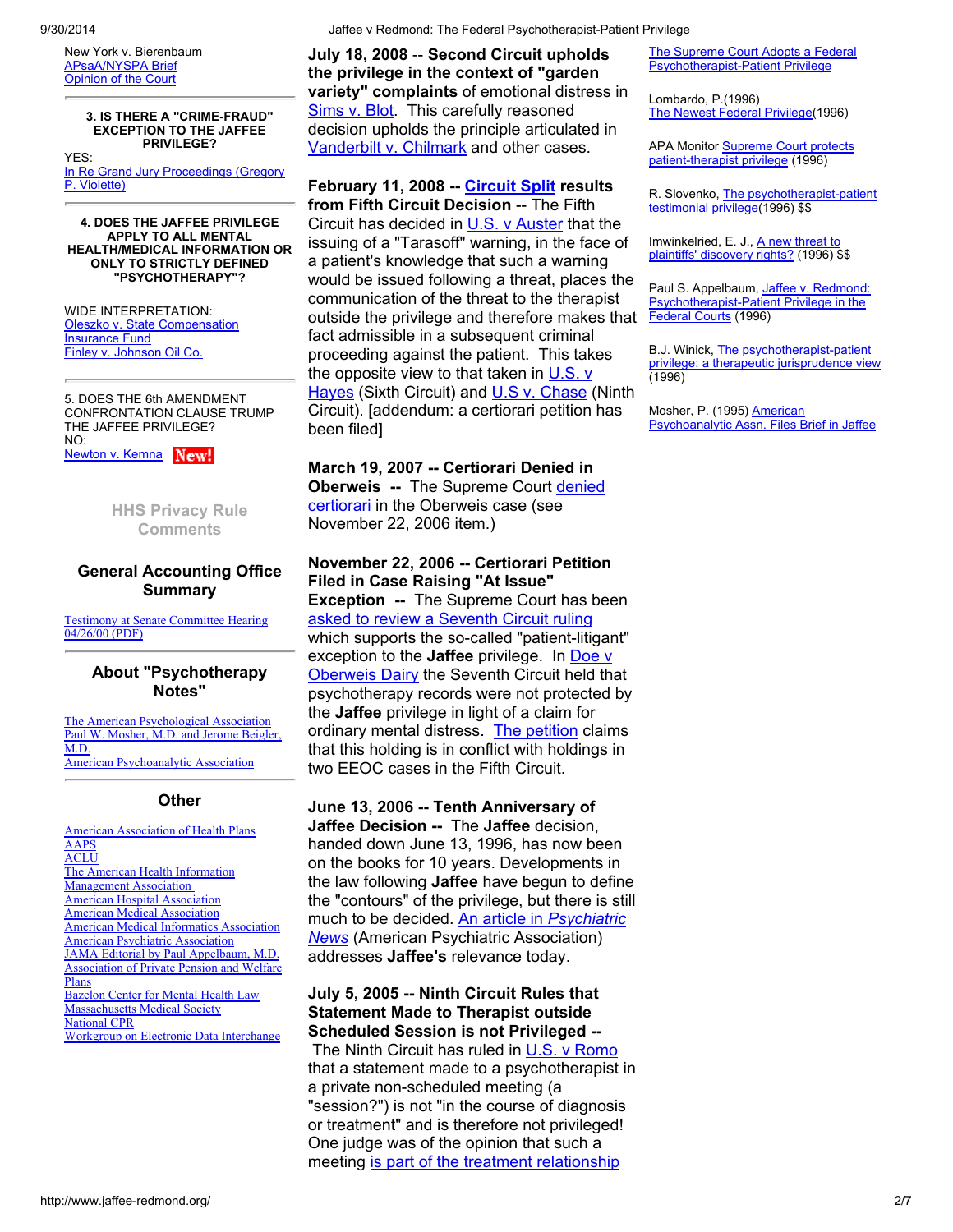New York v. Bierenbaum
APsaA/NYSPA Brief
Opinion of the Court

**3. IS THERE A "CRIME-FRAUD" EXCEPTION TO THE JAFFEE PRIVILEGE?**

YES:
In Re Grand Jury Proceedings (Gregory P. Violette)

**4. DOES THE JAFFEE PRIVILEGE APPLY TO ALL MENTAL HEALTH/MEDICAL INFORMATION OR ONLY TO STRICTLY DEFINED "PSYCHOTHERAPY"?**

WIDE INTERPRETATION:
Oleszko v. State Compensation Insurance Fund
Finley v. Johnson Oil Co.

5. DOES THE 6th AMENDMENT CONFRONTATION CLAUSE TRUMP THE JAFFEE PRIVILEGE?
NO:
Newton v. Kemna New!

### HHS Privacy Rule Comments

### General Accounting Office Summary

Testimony at Senate Committee Hearing 04/26/00 (PDF)

### About "Psychotherapy Notes"

The American Psychological Association
Paul W. Mosher, M.D. and Jerome Beigler, M.D.
American Psychoanalytic Association

### Other

American Association of Health Plans
AAPS
ACLU
The American Health Information Management Association
American Hospital Association
American Medical Association
American Medical Informatics Association
American Psychiatric Association
JAMA Editorial by Paul Appelbaum, M.D.
Association of Private Pension and Welfare Plans
Bazelon Center for Mental Health Law
Massachusetts Medical Society
National CPR
Workgroup on Electronic Data Interchange

**July 18, 2008 -- Second Circuit upholds the privilege in the context of "garden variety" complaints** of emotional distress in Sims v. Blot. This carefully reasoned decision upholds the principle articulated in Vanderbilt v. Chilmark and other cases.

**February 11, 2008 -- Circuit Split results from Fifth Circuit Decision** -- The Fifth Circuit has decided in U.S. v Auster that the issuing of a "Tarasoff" warning, in the face of a patient's knowledge that such a warning would be issued following a threat, places the communication of the threat to the therapist outside the privilege and therefore makes that fact admissible in a subsequent criminal proceeding against the patient. This takes the opposite view to that taken in U.S. v Hayes (Sixth Circuit) and U.S v. Chase (Ninth Circuit). [addendum: a certiorari petition has been filed]

**March 19, 2007 -- Certiorari Denied in Oberweis --** The Supreme Court denied certiorari in the Oberweis case (see November 22, 2006 item.)

**November 22, 2006 -- Certiorari Petition Filed in Case Raising "At Issue" Exception --** The Supreme Court has been asked to review a Seventh Circuit ruling which supports the so-called "patient-litigant" exception to the **Jaffee** privilege. In Doe v Oberweis Dairy the Seventh Circuit held that psychotherapy records were not protected by the **Jaffee** privilege in light of a claim for ordinary mental distress. The petition claims that this holding is in conflict with holdings in two EEOC cases in the Fifth Circuit.

**June 13, 2006 -- Tenth Anniversary of Jaffee Decision --** The **Jaffee** decision, handed down June 13, 1996, has now been on the books for 10 years. Developments in the law following **Jaffee** have begun to define the "contours" of the privilege, but there is still much to be decided. An article in *Psychiatric News* (American Psychiatric Association) addresses **Jaffee's** relevance today.

**July 5, 2005 -- Ninth Circuit Rules that Statement Made to Therapist outside Scheduled Session is not Privileged --** The Ninth Circuit has ruled in U.S. v Romo that a statement made to a psychotherapist in a private non-scheduled meeting (a "session?") is not "in the course of diagnosis or treatment" and is therefore not privileged! One judge was of the opinion that such a meeting is part of the treatment relationship

The Supreme Court Adopts a Federal Psychotherapist-Patient Privilege

Lombardo, P.(1996)
The Newest Federal Privilege(1996)

APA Monitor Supreme Court protects patient-therapist privilege (1996)

R. Slovenko, The psychotherapist-patient testimonial privilege(1996) $$

Imwinkelried, E. J., A new threat to plaintiffs' discovery rights? (1996) $$

Paul S. Appelbaum, Jaffee v. Redmond: Psychotherapist-Patient Privilege in the Federal Courts (1996)

B.J. Winick, The psychotherapist-patient privilege: a therapeutic jurisprudence view (1996)

Mosher, P. (1995) American Psychoanalytic Assn. Files Brief in Jaffee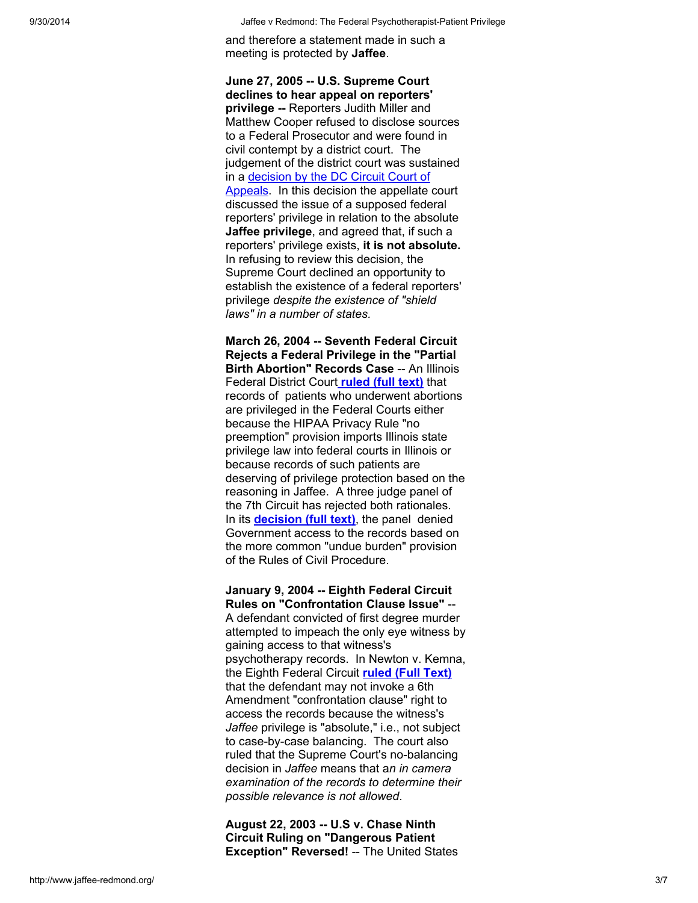and therefore a statement made in such a meeting is protected by **Jaffee**.

**June 27, 2005 -- U.S. Supreme Court declines to hear appeal on reporters' privilege --** Reporters Judith Miller and Matthew Cooper refused to disclose sources to a Federal Prosecutor and were found in civil contempt by a district court. The judgement of the district court was sustained in a decision by the DC Circuit Court of Appeals. In this decision the appellate court discussed the issue of a supposed federal reporters' privilege in relation to the absolute **Jaffee privilege**, and agreed that, if such a reporters' privilege exists, **it is not absolute.** In refusing to review this decision, the Supreme Court declined an opportunity to establish the existence of a federal reporters' privilege *despite the existence of "shield laws" in a number of states.*

**March 26, 2004 -- Seventh Federal Circuit Rejects a Federal Privilege in the "Partial Birth Abortion" Records Case** -- An Illinois Federal District Court **ruled (full text)** that records of patients who underwent abortions are privileged in the Federal Courts either because the HIPAA Privacy Rule "no preemption" provision imports Illinois state privilege law into federal courts in Illinois or because records of such patients are deserving of privilege protection based on the reasoning in Jaffee. A three judge panel of the 7th Circuit has rejected both rationales. In its **decision (full text)**, the panel denied Government access to the records based on the more common "undue burden" provision of the Rules of Civil Procedure.

**January 9, 2004 -- Eighth Federal Circuit Rules on "Confrontation Clause Issue"** -- A defendant convicted of first degree murder attempted to impeach the only eye witness by gaining access to that witness's psychotherapy records. In Newton v. Kemna, the Eighth Federal Circuit **ruled (Full Text)** that the defendant may not invoke a 6th Amendment "confrontation clause" right to access the records because the witness's *Jaffee* privilege is "absolute," i.e., not subject to case-by-case balancing. The court also ruled that the Supreme Court's no-balancing decision in *Jaffee* means that a*n in camera examination of the records to determine their possible relevance is not allowed*.

**August 22, 2003 -- U.S v. Chase Ninth Circuit Ruling on "Dangerous Patient Exception" Reversed!** -- The United States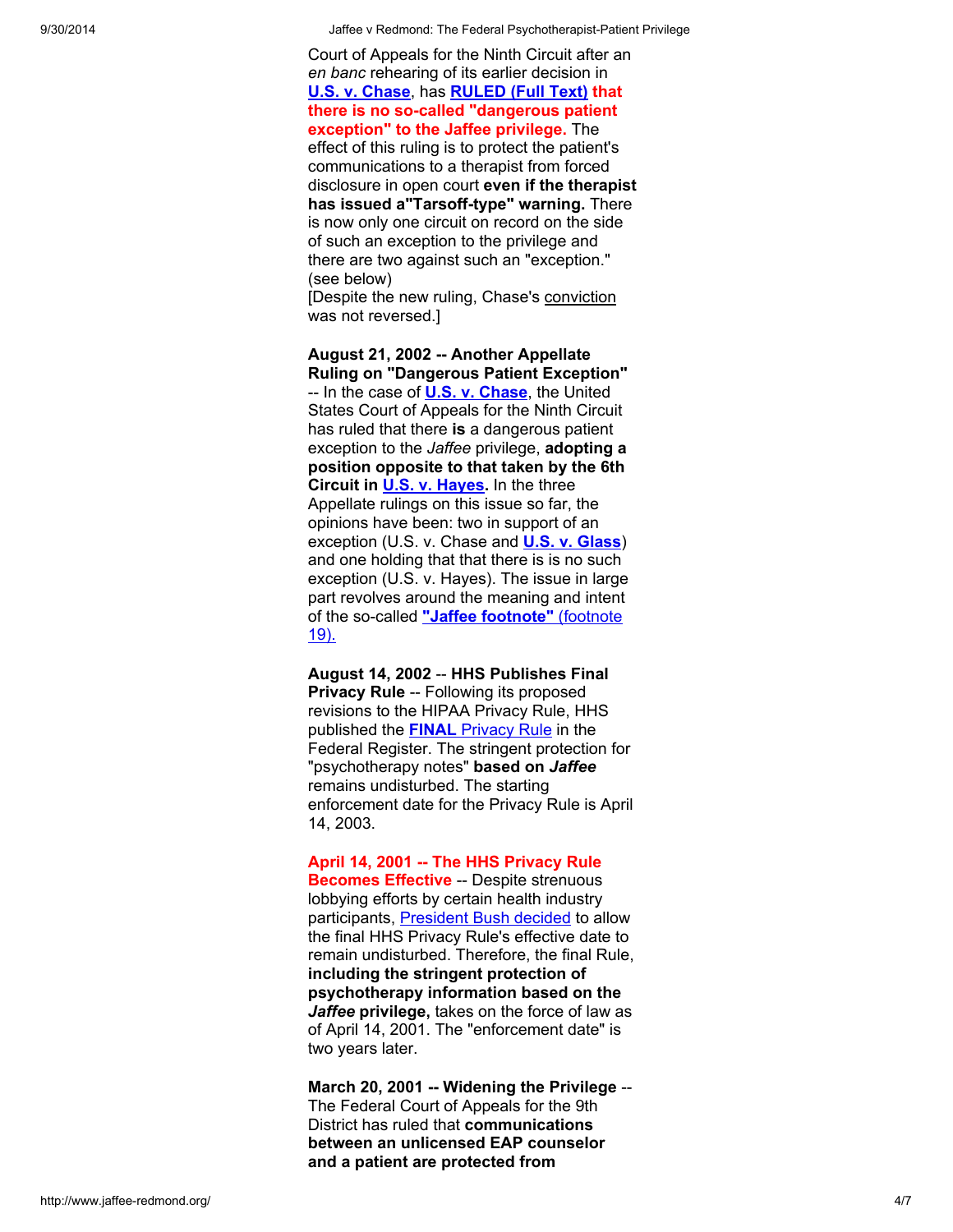Court of Appeals for the Ninth Circuit after an *en banc* rehearing of its earlier decision in **U.S. v. Chase**, has **RULED (Full Text) that there is no so-called "dangerous patient exception" to the Jaffee privilege.** The effect of this ruling is to protect the patient's communications to a therapist from forced disclosure in open court **even if the therapist has issued a"Tarsoff-type" warning.** There is now only one circuit on record on the side of such an exception to the privilege and there are two against such an "exception." (see below)
[Despite the new ruling, Chase's conviction was not reversed.]

**August 21, 2002 -- Another Appellate Ruling on "Dangerous Patient Exception"** -- In the case of **U.S. v. Chase**, the United States Court of Appeals for the Ninth Circuit has ruled that there **is** a dangerous patient exception to the *Jaffee* privilege, **adopting a position opposite to that taken by the 6th Circuit in U.S. v. Hayes.** In the three Appellate rulings on this issue so far, the opinions have been: two in support of an exception (U.S. v. Chase and **U.S. v. Glass**) and one holding that that there is is no such exception (U.S. v. Hayes). The issue in large part revolves around the meaning and intent of the so-called **"Jaffee footnote"** (footnote 19).

**August 14, 2002** -- **HHS Publishes Final Privacy Rule** -- Following its proposed revisions to the HIPAA Privacy Rule, HHS published the **FINAL** Privacy Rule in the Federal Register. The stringent protection for "psychotherapy notes" **based on *Jaffee*** remains undisturbed. The starting enforcement date for the Privacy Rule is April 14, 2003.

**April 14, 2001 -- The HHS Privacy Rule Becomes Effective** -- Despite strenuous lobbying efforts by certain health industry participants, President Bush decided to allow the final HHS Privacy Rule's effective date to remain undisturbed. Therefore, the final Rule, **including the stringent protection of psychotherapy information based on the *Jaffee* privilege,** takes on the force of law as of April 14, 2001. The "enforcement date" is two years later.

**March 20, 2001 -- Widening the Privilege** -- The Federal Court of Appeals for the 9th District has ruled that **communications between an unlicensed EAP counselor and a patient are protected from**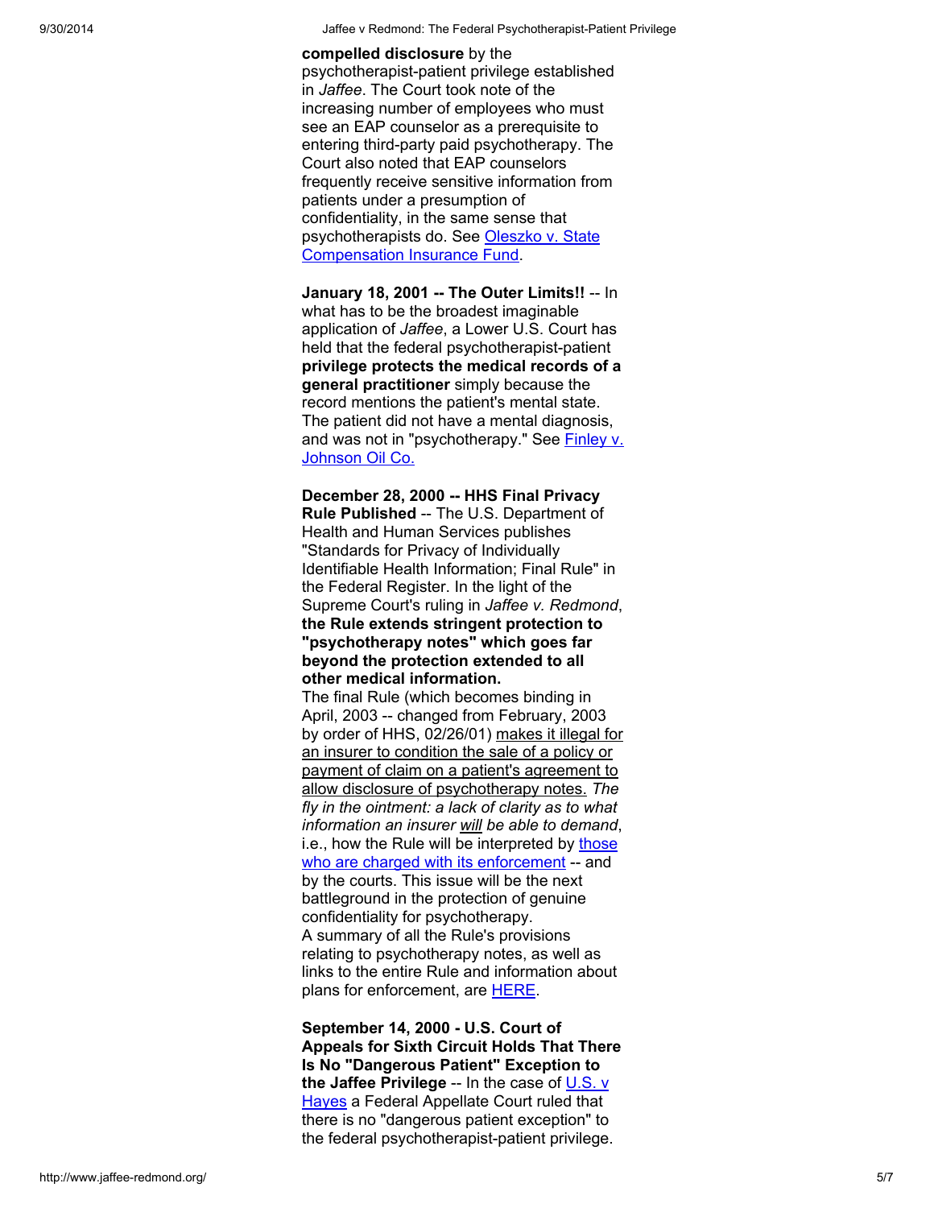**compelled disclosure** by the psychotherapist-patient privilege established in *Jaffee*. The Court took note of the increasing number of employees who must see an EAP counselor as a prerequisite to entering third-party paid psychotherapy. The Court also noted that EAP counselors frequently receive sensitive information from patients under a presumption of confidentiality, in the same sense that psychotherapists do. See Oleszko v. State Compensation Insurance Fund.

**January 18, 2001 -- The Outer Limits!!** -- In what has to be the broadest imaginable application of *Jaffee*, a Lower U.S. Court has held that the federal psychotherapist-patient **privilege protects the medical records of a general practitioner** simply because the record mentions the patient's mental state. The patient did not have a mental diagnosis, and was not in "psychotherapy." See Finley v. Johnson Oil Co.

**December 28, 2000 -- HHS Final Privacy Rule Published** -- The U.S. Department of Health and Human Services publishes "Standards for Privacy of Individually Identifiable Health Information; Final Rule" in the Federal Register. In the light of the Supreme Court's ruling in *Jaffee v. Redmond*, **the Rule extends stringent protection to "psychotherapy notes" which goes far beyond the protection extended to all other medical information.**
The final Rule (which becomes binding in April, 2003 -- changed from February, 2003 by order of HHS, 02/26/01) makes it illegal for an insurer to condition the sale of a policy or payment of claim on a patient's agreement to allow disclosure of psychotherapy notes. *The fly in the ointment: a lack of clarity as to what information an insurer will be able to demand*, i.e., how the Rule will be interpreted by those who are charged with its enforcement -- and by the courts. This issue will be the next battleground in the protection of genuine confidentiality for psychotherapy.
A summary of all the Rule's provisions relating to psychotherapy notes, as well as links to the entire Rule and information about plans for enforcement, are HERE.

**September 14, 2000 - U.S. Court of Appeals for Sixth Circuit Holds That There Is No "Dangerous Patient" Exception to the Jaffee Privilege** -- In the case of U.S. v Hayes a Federal Appellate Court ruled that there is no "dangerous patient exception" to the federal psychotherapist-patient privilege.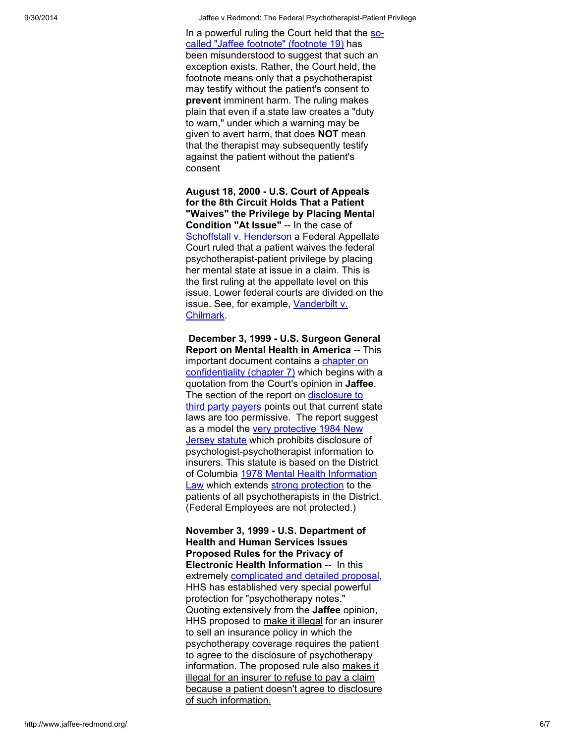In a powerful ruling the Court held that the so-called "Jaffee footnote" (footnote 19) has been misunderstood to suggest that such an exception exists. Rather, the Court held, the footnote means only that a psychotherapist may testify without the patient's consent to **prevent** imminent harm. The ruling makes plain that even if a state law creates a "duty to warn," under which a warning may be given to avert harm, that does **NOT** mean that the therapist may subsequently testify against the patient without the patient's consent

**August 18, 2000 - U.S. Court of Appeals for the 8th Circuit Holds That a Patient "Waives" the Privilege by Placing Mental Condition "At Issue"** -- In the case of Schoffstall v. Henderson a Federal Appellate Court ruled that a patient waives the federal psychotherapist-patient privilege by placing her mental state at issue in a claim. This is the first ruling at the appellate level on this issue. Lower federal courts are divided on the issue. See, for example, Vanderbilt v. Chilmark.

**December 3, 1999 - U.S. Surgeon General Report on Mental Health in America** -- This important document contains a chapter on confidentiality (chapter 7) which begins with a quotation from the Court's opinion in **Jaffee**. The section of the report on disclosure to third party payers points out that current state laws are too permissive. The report suggest as a model the very protective 1984 New Jersey statute which prohibits disclosure of psychologist-psychotherapist information to insurers. This statute is based on the District of Columbia 1978 Mental Health Information Law which extends strong protection to the patients of all psychotherapists in the District. (Federal Employees are not protected.)

**November 3, 1999 - U.S. Department of Health and Human Services Issues Proposed Rules for the Privacy of Electronic Health Information** -- In this extremely complicated and detailed proposal, HHS has established very special powerful protection for "psychotherapy notes." Quoting extensively from the **Jaffee** opinion, HHS proposed to make it illegal for an insurer to sell an insurance policy in which the psychotherapy coverage requires the patient to agree to the disclosure of psychotherapy information. The proposed rule also makes it illegal for an insurer to refuse to pay a claim because a patient doesn't agree to disclosure of such information.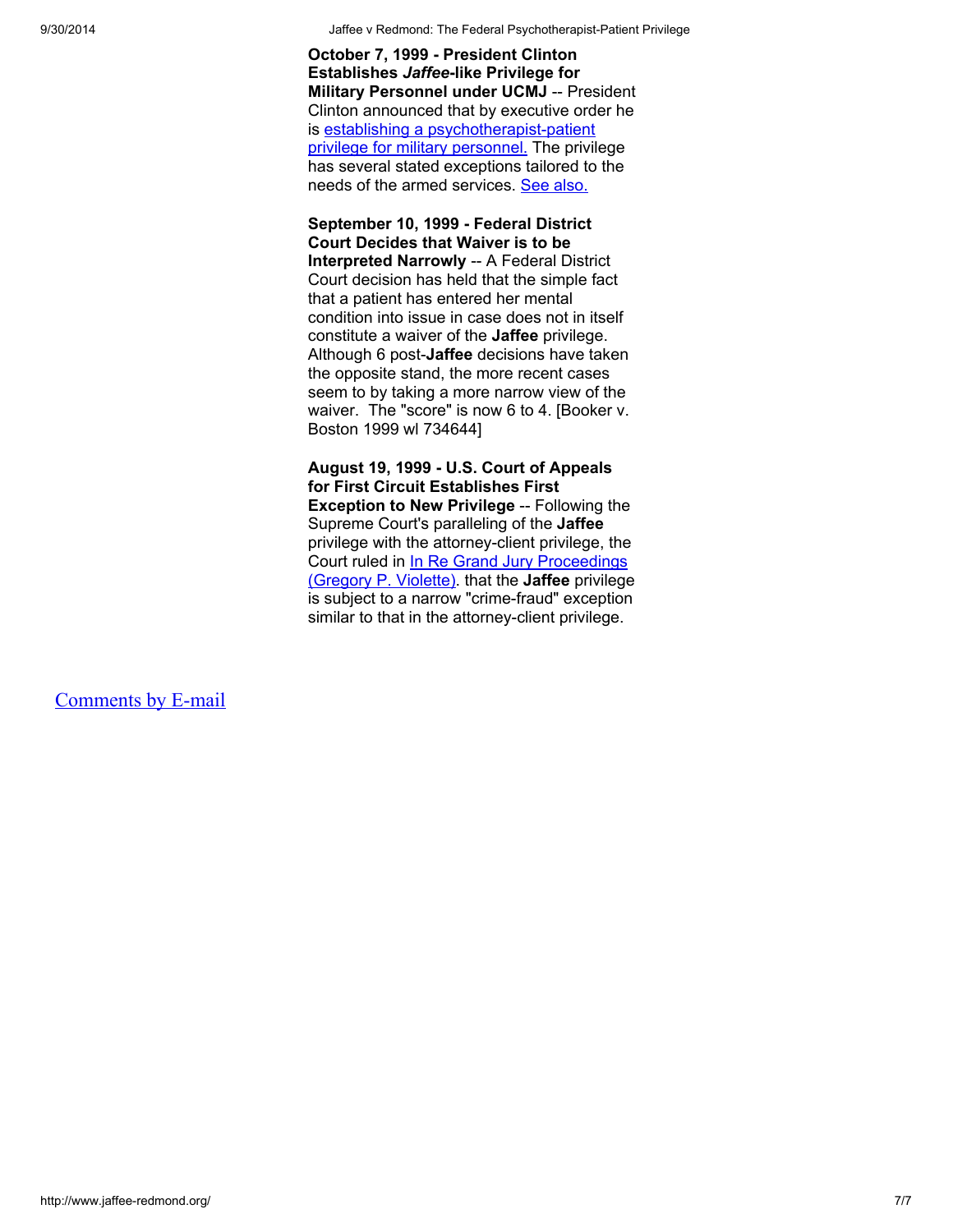**October 7, 1999 - President Clinton Establishes *Jaffee*-like Privilege for Military Personnel under UCMJ** -- President Clinton announced that by executive order he is establishing a psychotherapist-patient privilege for military personnel. The privilege has several stated exceptions tailored to the needs of the armed services. See also.

**September 10, 1999 - Federal District Court Decides that Waiver is to be Interpreted Narrowly** -- A Federal District Court decision has held that the simple fact that a patient has entered her mental condition into issue in case does not in itself constitute a waiver of the **Jaffee** privilege. Although 6 post-**Jaffee** decisions have taken the opposite stand, the more recent cases seem to by taking a more narrow view of the waiver. The "score" is now 6 to 4. [Booker v. Boston 1999 wl 734644]

**August 19, 1999 - U.S. Court of Appeals for First Circuit Establishes First Exception to New Privilege** -- Following the Supreme Court's paralleling of the **Jaffee** privilege with the attorney-client privilege, the Court ruled in In Re Grand Jury Proceedings (Gregory P. Violette). that the **Jaffee** privilege is subject to a narrow "crime-fraud" exception similar to that in the attorney-client privilege.

Comments by E-mail